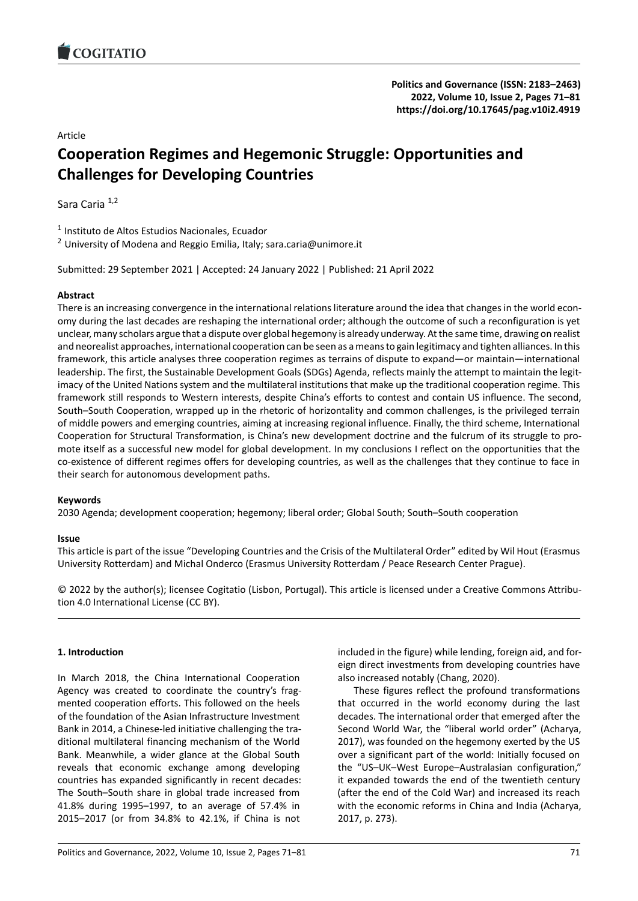Article

# Cooperation Regimes and Hegemonic Struggle: Opportunities and Challenges for Developing Countries

Sara Caria [1,2]

[1] Instituto de Altos Estudios Nacionales, Ecuador
[2] University of Modena and Reggio Emilia, Italy; sara.caria@unimore.it

Submitted: 29 September 2021 | Accepted: 24 January 2022 | Published: 21 April 2022

## Abstract

There is an increasing convergence in the international relations literature around the idea that changes in the world economy during the last decades are reshaping the international order; although the outcome of such a reconfiguration is yet unclear, many scholars argue that a dispute over global hegemony is already underway. At the same time, drawing on realist and neorealist approaches, international cooperation can be seen as a means to gain legitimacy and tighten alliances. In this framework, this article analyses three cooperation regimes as terrains of dispute to expand—or maintain—international leadership. The first, the Sustainable Development Goals (SDGs) Agenda, reflects mainly the attempt to maintain the legitimacy of the United Nations system and the multilateral institutions that make up the traditional cooperation regime. This framework still responds to Western interests, despite China's efforts to contest and contain US influence. The second, South–South Cooperation, wrapped up in the rhetoric of horizontality and common challenges, is the privileged terrain of middle powers and emerging countries, aiming at increasing regional influence. Finally, the third scheme, International Cooperation for Structural Transformation, is China's new development doctrine and the fulcrum of its struggle to promote itself as a successful new model for global development. In my conclusions I reflect on the opportunities that the co-existence of different regimes offers for developing countries, as well as the challenges that they continue to face in their search for autonomous development paths.

## Keywords

2030 Agenda; development cooperation; hegemony; liberal order; Global South; South–South cooperation

## Issue

This article is part of the issue "Developing Countries and the Crisis of the Multilateral Order" edited by Wil Hout (Erasmus University Rotterdam) and Michal Onderco (Erasmus University Rotterdam / Peace Research Center Prague).

© 2022 by the author(s); licensee Cogitatio (Lisbon, Portugal). This article is licensed under a Creative Commons Attribution 4.0 International License (CC BY).

## 1. Introduction

In March 2018, the China International Cooperation Agency was created to coordinate the country's fragmented cooperation efforts. This followed on the heels of the foundation of the Asian Infrastructure Investment Bank in 2014, a Chinese-led initiative challenging the traditional multilateral financing mechanism of the World Bank. Meanwhile, a wider glance at the Global South reveals that economic exchange among developing countries has expanded significantly in recent decades: The South–South share in global trade increased from 41.8% during 1995–1997, to an average of 57.4% in 2015–2017 (or from 34.8% to 42.1%, if China is not included in the figure) while lending, foreign aid, and foreign direct investments from developing countries have also increased notably (Chang, 2020).

These figures reflect the profound transformations that occurred in the world economy during the last decades. The international order that emerged after the Second World War, the "liberal world order" (Acharya, 2017), was founded on the hegemony exerted by the US over a significant part of the world: Initially focused on the "US–UK–West Europe–Australasian configuration," it expanded towards the end of the twentieth century (after the end of the Cold War) and increased its reach with the economic reforms in China and India (Acharya, 2017, p. 273).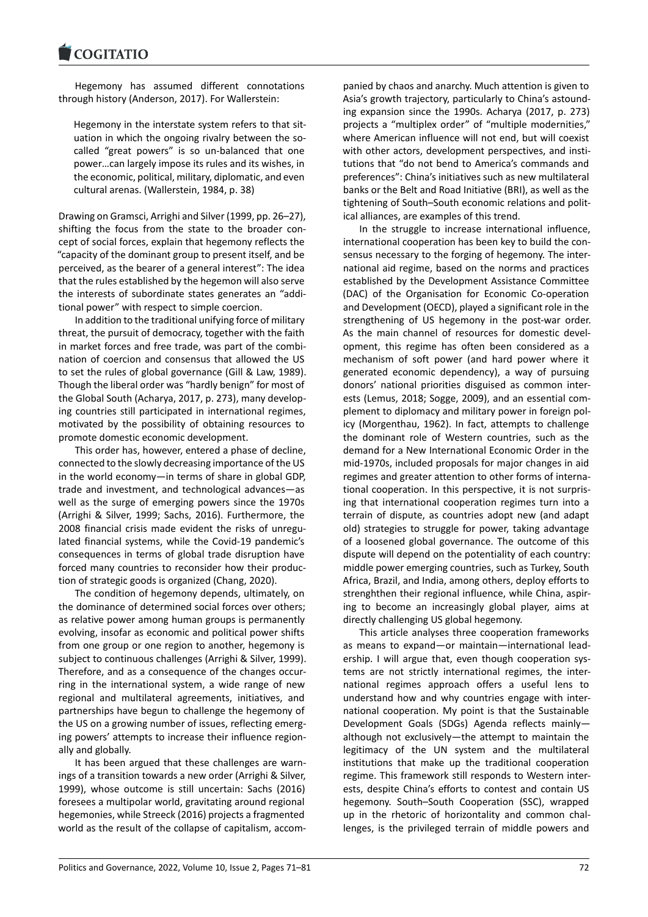Hegemony has assumed different connotations through history (Anderson, 2017). For Wallerstein:

> Hegemony in the interstate system refers to that situation in which the ongoing rivalry between the so-called "great powers" is so un-balanced that one power…can largely impose its rules and its wishes, in the economic, political, military, diplomatic, and even cultural arenas. (Wallerstein, 1984, p. 38)

Drawing on Gramsci, Arrighi and Silver (1999, pp. 26–27), shifting the focus from the state to the broader concept of social forces, explain that hegemony reflects the "capacity of the dominant group to present itself, and be perceived, as the bearer of a general interest": The idea that the rules established by the hegemon will also serve the interests of subordinate states generates an "additional power" with respect to simple coercion.

In addition to the traditional unifying force of military threat, the pursuit of democracy, together with the faith in market forces and free trade, was part of the combination of coercion and consensus that allowed the US to set the rules of global governance (Gill & Law, 1989). Though the liberal order was "hardly benign" for most of the Global South (Acharya, 2017, p. 273), many developing countries still participated in international regimes, motivated by the possibility of obtaining resources to promote domestic economic development.

This order has, however, entered a phase of decline, connected to the slowly decreasing importance of the US in the world economy—in terms of share in global GDP, trade and investment, and technological advances—as well as the surge of emerging powers since the 1970s (Arrighi & Silver, 1999; Sachs, 2016). Furthermore, the 2008 financial crisis made evident the risks of unregulated financial systems, while the Covid-19 pandemic's consequences in terms of global trade disruption have forced many countries to reconsider how their production of strategic goods is organized (Chang, 2020).

The condition of hegemony depends, ultimately, on the dominance of determined social forces over others; as relative power among human groups is permanently evolving, insofar as economic and political power shifts from one group or one region to another, hegemony is subject to continuous challenges (Arrighi & Silver, 1999). Therefore, and as a consequence of the changes occurring in the international system, a wide range of new regional and multilateral agreements, initiatives, and partnerships have begun to challenge the hegemony of the US on a growing number of issues, reflecting emerging powers' attempts to increase their influence regionally and globally.

It has been argued that these challenges are warnings of a transition towards a new order (Arrighi & Silver, 1999), whose outcome is still uncertain: Sachs (2016) foresees a multipolar world, gravitating around regional hegemonies, while Streeck (2016) projects a fragmented world as the result of the collapse of capitalism, accompanied by chaos and anarchy. Much attention is given to Asia's growth trajectory, particularly to China's astounding expansion since the 1990s. Acharya (2017, p. 273) projects a "multiplex order" of "multiple modernities," where American influence will not end, but will coexist with other actors, development perspectives, and institutions that "do not bend to America's commands and preferences": China's initiatives such as new multilateral banks or the Belt and Road Initiative (BRI), as well as the tightening of South–South economic relations and political alliances, are examples of this trend.

In the struggle to increase international influence, international cooperation has been key to build the consensus necessary to the forging of hegemony. The international aid regime, based on the norms and practices established by the Development Assistance Committee (DAC) of the Organisation for Economic Co-operation and Development (OECD), played a significant role in the strengthening of US hegemony in the post-war order. As the main channel of resources for domestic development, this regime has often been considered as a mechanism of soft power (and hard power where it generated economic dependency), a way of pursuing donors' national priorities disguised as common interests (Lemus, 2018; Sogge, 2009), and an essential complement to diplomacy and military power in foreign policy (Morgenthau, 1962). In fact, attempts to challenge the dominant role of Western countries, such as the demand for a New International Economic Order in the mid-1970s, included proposals for major changes in aid regimes and greater attention to other forms of international cooperation. In this perspective, it is not surprising that international cooperation regimes turn into a terrain of dispute, as countries adopt new (and adapt old) strategies to struggle for power, taking advantage of a loosened global governance. The outcome of this dispute will depend on the potentiality of each country: middle power emerging countries, such as Turkey, South Africa, Brazil, and India, among others, deploy efforts to strenghthen their regional influence, while China, aspiring to become an increasingly global player, aims at directly challenging US global hegemony.

This article analyses three cooperation frameworks as means to expand—or maintain—international leadership. I will argue that, even though cooperation systems are not strictly international regimes, the international regimes approach offers a useful lens to understand how and why countries engage with international cooperation. My point is that the Sustainable Development Goals (SDGs) Agenda reflects mainly—although not exclusively—the attempt to maintain the legitimacy of the UN system and the multilateral institutions that make up the traditional cooperation regime. This framework still responds to Western interests, despite China's efforts to contest and contain US hegemony. South–South Cooperation (SSC), wrapped up in the rhetoric of horizontality and common challenges, is the privileged terrain of middle powers and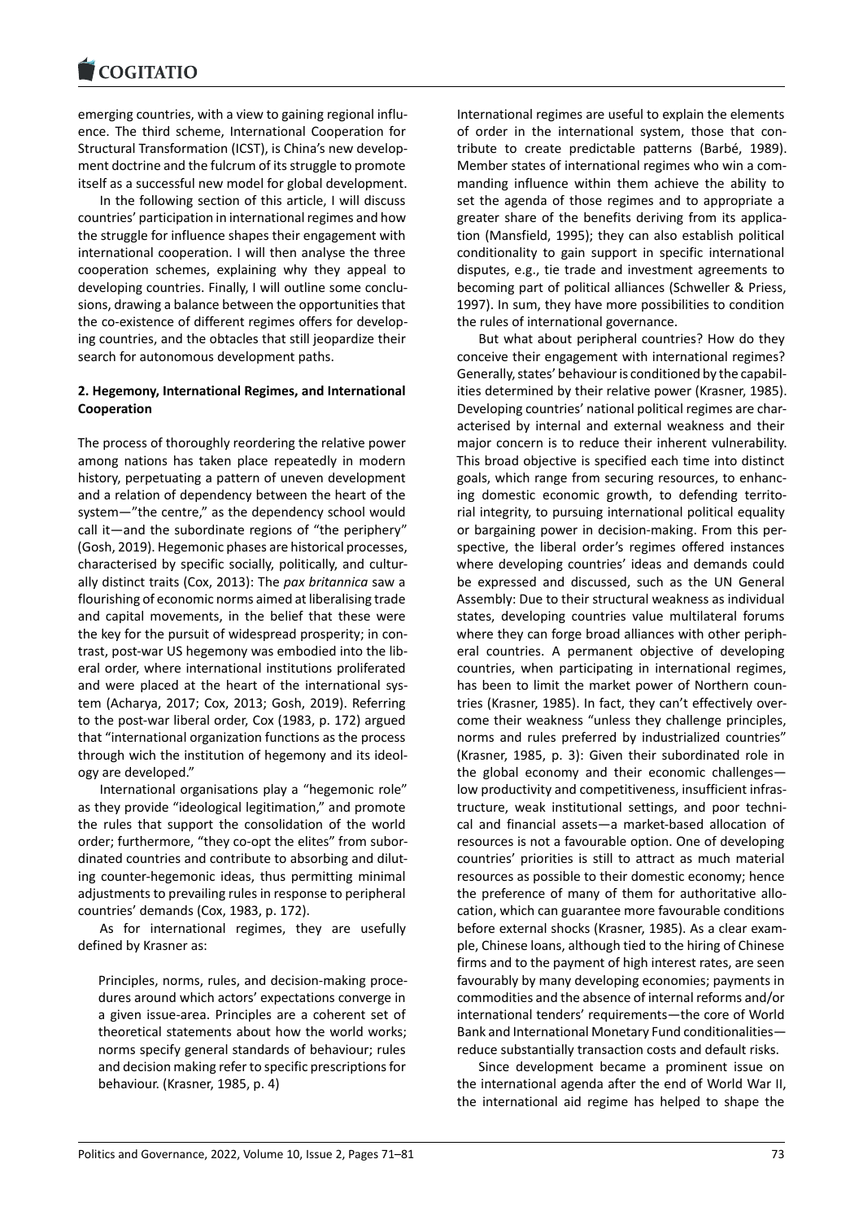emerging countries, with a view to gaining regional influence. The third scheme, International Cooperation for Structural Transformation (ICST), is China's new development doctrine and the fulcrum of its struggle to promote itself as a successful new model for global development.

In the following section of this article, I will discuss countries' participation in international regimes and how the struggle for influence shapes their engagement with international cooperation. I will then analyse the three cooperation schemes, explaining why they appeal to developing countries. Finally, I will outline some conclusions, drawing a balance between the opportunities that the co-existence of different regimes offers for developing countries, and the obtacles that still jeopardize their search for autonomous development paths.

## 2. Hegemony, International Regimes, and International Cooperation

The process of thoroughly reordering the relative power among nations has taken place repeatedly in modern history, perpetuating a pattern of uneven development and a relation of dependency between the heart of the system—"the centre," as the dependency school would call it—and the subordinate regions of "the periphery" (Gosh, 2019). Hegemonic phases are historical processes, characterised by specific socially, politically, and culturally distinct traits (Cox, 2013): The *pax britannica* saw a flourishing of economic norms aimed at liberalising trade and capital movements, in the belief that these were the key for the pursuit of widespread prosperity; in contrast, post-war US hegemony was embodied into the liberal order, where international institutions proliferated and were placed at the heart of the international system (Acharya, 2017; Cox, 2013; Gosh, 2019). Referring to the post-war liberal order, Cox (1983, p. 172) argued that "international organization functions as the process through wich the institution of hegemony and its ideology are developed."

International organisations play a "hegemonic role" as they provide "ideological legitimation," and promote the rules that support the consolidation of the world order; furthermore, "they co-opt the elites" from subordinated countries and contribute to absorbing and diluting counter-hegemonic ideas, thus permitting minimal adjustments to prevailing rules in response to peripheral countries' demands (Cox, 1983, p. 172).

As for international regimes, they are usefully defined by Krasner as:

> Principles, norms, rules, and decision-making procedures around which actors' expectations converge in a given issue-area. Principles are a coherent set of theoretical statements about how the world works; norms specify general standards of behaviour; rules and decision making refer to specific prescriptions for behaviour. (Krasner, 1985, p. 4)

International regimes are useful to explain the elements of order in the international system, those that contribute to create predictable patterns (Barbé, 1989). Member states of international regimes who win a commanding influence within them achieve the ability to set the agenda of those regimes and to appropriate a greater share of the benefits deriving from its application (Mansfield, 1995); they can also establish political conditionality to gain support in specific international disputes, e.g., tie trade and investment agreements to becoming part of political alliances (Schweller & Priess, 1997). In sum, they have more possibilities to condition the rules of international governance.

But what about peripheral countries? How do they conceive their engagement with international regimes? Generally, states' behaviour is conditioned by the capabilities determined by their relative power (Krasner, 1985). Developing countries' national political regimes are characterised by internal and external weakness and their major concern is to reduce their inherent vulnerability. This broad objective is specified each time into distinct goals, which range from securing resources, to enhancing domestic economic growth, to defending territorial integrity, to pursuing international political equality or bargaining power in decision-making. From this perspective, the liberal order's regimes offered instances where developing countries' ideas and demands could be expressed and discussed, such as the UN General Assembly: Due to their structural weakness as individual states, developing countries value multilateral forums where they can forge broad alliances with other peripheral countries. A permanent objective of developing countries, when participating in international regimes, has been to limit the market power of Northern countries (Krasner, 1985). In fact, they can't effectively overcome their weakness "unless they challenge principles, norms and rules preferred by industrialized countries" (Krasner, 1985, p. 3): Given their subordinated role in the global economy and their economic challenges—low productivity and competitiveness, insufficient infrastructure, weak institutional settings, and poor technical and financial assets—a market-based allocation of resources is not a favourable option. One of developing countries' priorities is still to attract as much material resources as possible to their domestic economy; hence the preference of many of them for authoritative allocation, which can guarantee more favourable conditions before external shocks (Krasner, 1985). As a clear example, Chinese loans, although tied to the hiring of Chinese firms and to the payment of high interest rates, are seen favourably by many developing economies; payments in commodities and the absence of internal reforms and/or international tenders' requirements—the core of World Bank and International Monetary Fund conditionalities—reduce substantially transaction costs and default risks.

Since development became a prominent issue on the international agenda after the end of World War II, the international aid regime has helped to shape the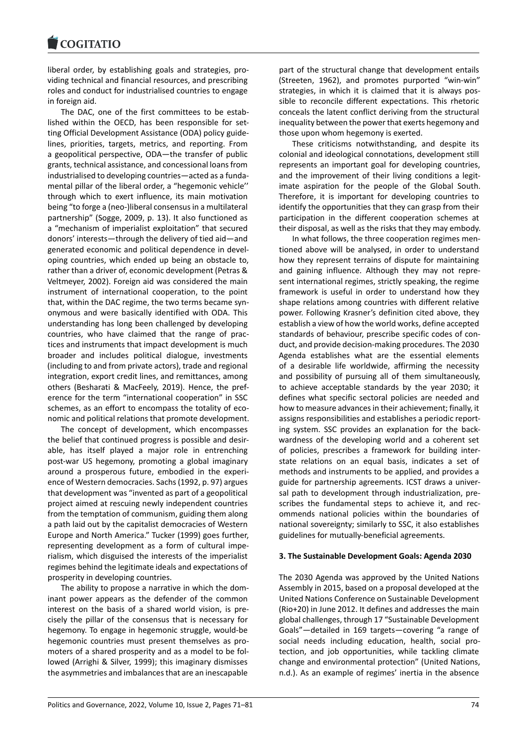liberal order, by establishing goals and strategies, providing technical and financial resources, and prescribing roles and conduct for industrialised countries to engage in foreign aid.

The DAC, one of the first committees to be established within the OECD, has been responsible for setting Official Development Assistance (ODA) policy guidelines, priorities, targets, metrics, and reporting. From a geopolitical perspective, ODA—the transfer of public grants, technical assistance, and concessional loans from industrialised to developing countries—acted as a fundamental pillar of the liberal order, a "hegemonic vehicle'' through which to exert influence, its main motivation being "to forge a (neo-)liberal consensus in a multilateral partnership" (Sogge, 2009, p. 13). It also functioned as a "mechanism of imperialist exploitation" that secured donors' interests—through the delivery of tied aid—and generated economic and political dependence in developing countries, which ended up being an obstacle to, rather than a driver of, economic development (Petras & Veltmeyer, 2002). Foreign aid was considered the main instrument of international cooperation, to the point that, within the DAC regime, the two terms became synonymous and were basically identified with ODA. This understanding has long been challenged by developing countries, who have claimed that the range of practices and instruments that impact development is much broader and includes political dialogue, investments (including to and from private actors), trade and regional integration, export credit lines, and remittances, among others (Besharati & MacFeely, 2019). Hence, the preference for the term "international cooperation" in SSC schemes, as an effort to encompass the totality of economic and political relations that promote development.

The concept of development, which encompasses the belief that continued progress is possible and desirable, has itself played a major role in entrenching post-war US hegemony, promoting a global imaginary around a prosperous future, embodied in the experience of Western democracies. Sachs (1992, p. 97) argues that development was "invented as part of a geopolitical project aimed at rescuing newly independent countries from the temptation of communism, guiding them along a path laid out by the capitalist democracies of Western Europe and North America." Tucker (1999) goes further, representing development as a form of cultural imperialism, which disguised the interests of the imperialist regimes behind the legitimate ideals and expectations of prosperity in developing countries.

The ability to propose a narrative in which the dominant power appears as the defender of the common interest on the basis of a shared world vision, is precisely the pillar of the consensus that is necessary for hegemony. To engage in hegemonic struggle, would-be hegemonic countries must present themselves as promoters of a shared prosperity and as a model to be followed (Arrighi & Silver, 1999); this imaginary dismisses the asymmetries and imbalances that are an inescapable part of the structural change that development entails (Streeten, 1962), and promotes purported "win-win" strategies, in which it is claimed that it is always possible to reconcile different expectations. This rhetoric conceals the latent conflict deriving from the structural inequality between the power that exerts hegemony and those upon whom hegemony is exerted.

These criticisms notwithstanding, and despite its colonial and ideological connotations, development still represents an important goal for developing countries, and the improvement of their living conditions a legitimate aspiration for the people of the Global South. Therefore, it is important for developing countries to identify the opportunities that they can grasp from their participation in the different cooperation schemes at their disposal, as well as the risks that they may embody.

In what follows, the three cooperation regimes mentioned above will be analysed, in order to understand how they represent terrains of dispute for maintaining and gaining influence. Although they may not represent international regimes, strictly speaking, the regime framework is useful in order to understand how they shape relations among countries with different relative power. Following Krasner's definition cited above, they establish a view of how the world works, define accepted standards of behaviour, prescribe specific codes of conduct, and provide decision-making procedures. The 2030 Agenda establishes what are the essential elements of a desirable life worldwide, affirming the necessity and possibility of pursuing all of them simultaneously, to achieve acceptable standards by the year 2030; it defines what specific sectoral policies are needed and how to measure advances in their achievement; finally, it assigns responsibilities and establishes a periodic reporting system. SSC provides an explanation for the backwardness of the developing world and a coherent set of policies, prescribes a framework for building interstate relations on an equal basis, indicates a set of methods and instruments to be applied, and provides a guide for partnership agreements. ICST draws a universal path to development through industrialization, prescribes the fundamental steps to achieve it, and recommends national policies within the boundaries of national sovereignty; similarly to SSC, it also establishes guidelines for mutually-beneficial agreements.

## 3. The Sustainable Development Goals: Agenda 2030

The 2030 Agenda was approved by the United Nations Assembly in 2015, based on a proposal developed at the United Nations Conference on Sustainable Development (Rio+20) in June 2012. It defines and addresses the main global challenges, through 17 "Sustainable Development Goals"—detailed in 169 targets—covering "a range of social needs including education, health, social protection, and job opportunities, while tackling climate change and environmental protection" (United Nations, n.d.). As an example of regimes' inertia in the absence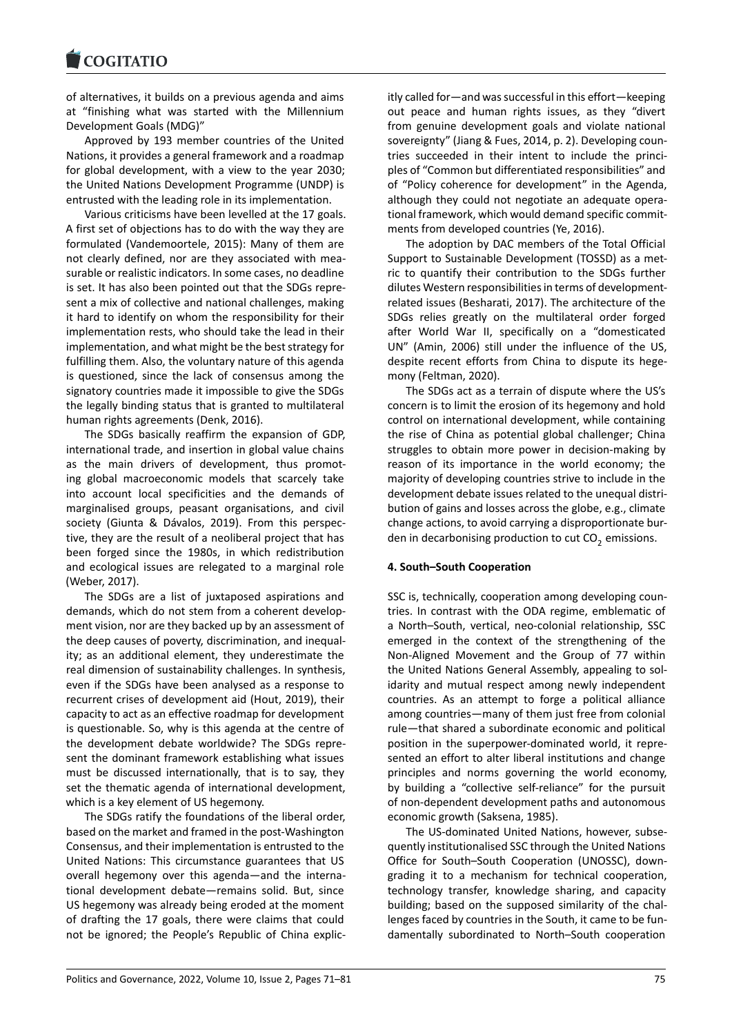of alternatives, it builds on a previous agenda and aims at "finishing what was started with the Millennium Development Goals (MDG)"

Approved by 193 member countries of the United Nations, it provides a general framework and a roadmap for global development, with a view to the year 2030; the United Nations Development Programme (UNDP) is entrusted with the leading role in its implementation.

Various criticisms have been levelled at the 17 goals. A first set of objections has to do with the way they are formulated (Vandemoortele, 2015): Many of them are not clearly defined, nor are they associated with measurable or realistic indicators. In some cases, no deadline is set. It has also been pointed out that the SDGs represent a mix of collective and national challenges, making it hard to identify on whom the responsibility for their implementation rests, who should take the lead in their implementation, and what might be the best strategy for fulfilling them. Also, the voluntary nature of this agenda is questioned, since the lack of consensus among the signatory countries made it impossible to give the SDGs the legally binding status that is granted to multilateral human rights agreements (Denk, 2016).

The SDGs basically reaffirm the expansion of GDP, international trade, and insertion in global value chains as the main drivers of development, thus promoting global macroeconomic models that scarcely take into account local specificities and the demands of marginalised groups, peasant organisations, and civil society (Giunta & Dávalos, 2019). From this perspective, they are the result of a neoliberal project that has been forged since the 1980s, in which redistribution and ecological issues are relegated to a marginal role (Weber, 2017).

The SDGs are a list of juxtaposed aspirations and demands, which do not stem from a coherent development vision, nor are they backed up by an assessment of the deep causes of poverty, discrimination, and inequality; as an additional element, they underestimate the real dimension of sustainability challenges. In synthesis, even if the SDGs have been analysed as a response to recurrent crises of development aid (Hout, 2019), their capacity to act as an effective roadmap for development is questionable. So, why is this agenda at the centre of the development debate worldwide? The SDGs represent the dominant framework establishing what issues must be discussed internationally, that is to say, they set the thematic agenda of international development, which is a key element of US hegemony.

The SDGs ratify the foundations of the liberal order, based on the market and framed in the post-Washington Consensus, and their implementation is entrusted to the United Nations: This circumstance guarantees that US overall hegemony over this agenda—and the international development debate—remains solid. But, since US hegemony was already being eroded at the moment of drafting the 17 goals, there were claims that could not be ignored; the People's Republic of China explicitly called for—and was successful in this effort—keeping out peace and human rights issues, as they "divert from genuine development goals and violate national sovereignty" (Jiang & Fues, 2014, p. 2). Developing countries succeeded in their intent to include the principles of "Common but differentiated responsibilities" and of "Policy coherence for development" in the Agenda, although they could not negotiate an adequate operational framework, which would demand specific commitments from developed countries (Ye, 2016).

The adoption by DAC members of the Total Official Support to Sustainable Development (TOSSD) as a metric to quantify their contribution to the SDGs further dilutes Western responsibilities in terms of development-related issues (Besharati, 2017). The architecture of the SDGs relies greatly on the multilateral order forged after World War II, specifically on a "domesticated UN" (Amin, 2006) still under the influence of the US, despite recent efforts from China to dispute its hegemony (Feltman, 2020).

The SDGs act as a terrain of dispute where the US's concern is to limit the erosion of its hegemony and hold control on international development, while containing the rise of China as potential global challenger; China struggles to obtain more power in decision-making by reason of its importance in the world economy; the majority of developing countries strive to include in the development debate issues related to the unequal distribution of gains and losses across the globe, e.g., climate change actions, to avoid carrying a disproportionate burden in decarbonising production to cut $CO_2$ emissions.

## 4. South–South Cooperation

SSC is, technically, cooperation among developing countries. In contrast with the ODA regime, emblematic of a North–South, vertical, neo-colonial relationship, SSC emerged in the context of the strengthening of the Non-Aligned Movement and the Group of 77 within the United Nations General Assembly, appealing to solidarity and mutual respect among newly independent countries. As an attempt to forge a political alliance among countries—many of them just free from colonial rule—that shared a subordinate economic and political position in the superpower-dominated world, it represented an effort to alter liberal institutions and change principles and norms governing the world economy, by building a "collective self-reliance" for the pursuit of non-dependent development paths and autonomous economic growth (Saksena, 1985).

The US-dominated United Nations, however, subsequently institutionalised SSC through the United Nations Office for South–South Cooperation (UNOSSC), downgrading it to a mechanism for technical cooperation, technology transfer, knowledge sharing, and capacity building; based on the supposed similarity of the challenges faced by countries in the South, it came to be fundamentally subordinated to North–South cooperation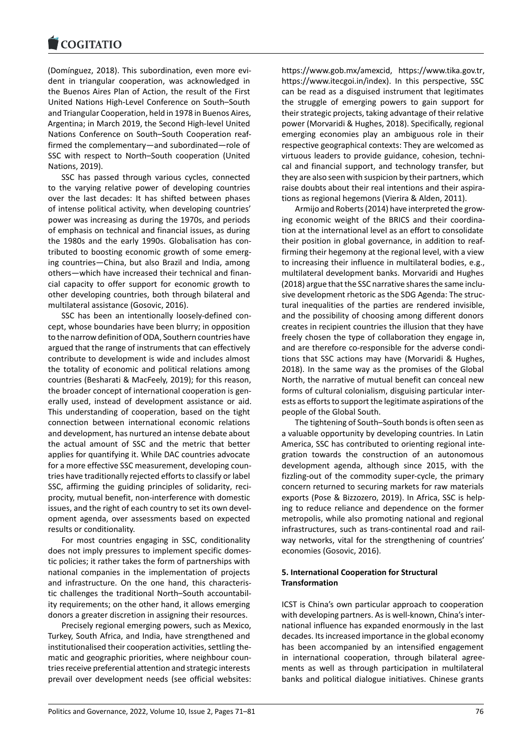(Domínguez, 2018). This subordination, even more evident in triangular cooperation, was acknowledged in the Buenos Aires Plan of Action, the result of the First United Nations High-Level Conference on South–South and Triangular Cooperation, held in 1978 in Buenos Aires, Argentina; in March 2019, the Second High-level United Nations Conference on South–South Cooperation reaffirmed the complementary—and subordinated—role of SSC with respect to North–South cooperation (United Nations, 2019).

SSC has passed through various cycles, connected to the varying relative power of developing countries over the last decades: It has shifted between phases of intense political activity, when developing countries' power was increasing as during the 1970s, and periods of emphasis on technical and financial issues, as during the 1980s and the early 1990s. Globalisation has contributed to boosting economic growth of some emerging countries—China, but also Brazil and India, among others—which have increased their technical and financial capacity to offer support for economic growth to other developing countries, both through bilateral and multilateral assistance (Gosovic, 2016).

SSC has been an intentionally loosely-defined concept, whose boundaries have been blurry; in opposition to the narrow definition of ODA, Southern countries have argued that the range of instruments that can effectively contribute to development is wide and includes almost the totality of economic and political relations among countries (Besharati & MacFeely, 2019); for this reason, the broader concept of international cooperation is generally used, instead of development assistance or aid. This understanding of cooperation, based on the tight connection between international economic relations and development, has nurtured an intense debate about the actual amount of SSC and the metric that better applies for quantifying it. While DAC countries advocate for a more effective SSC measurement, developing countries have traditionally rejected efforts to classify or label SSC, affirming the guiding principles of solidarity, reciprocity, mutual benefit, non-interference with domestic issues, and the right of each country to set its own development agenda, over assessments based on expected results or conditionality.

For most countries engaging in SSC, conditionality does not imply pressures to implement specific domestic policies; it rather takes the form of partnerships with national companies in the implementation of projects and infrastructure. On the one hand, this characteristic challenges the traditional North–South accountability requirements; on the other hand, it allows emerging donors a greater discretion in assigning their resources.

Precisely regional emerging powers, such as Mexico, Turkey, South Africa, and India, have strengthened and institutionalised their cooperation activities, settling thematic and geographic priorities, where neighbour countries receive preferential attention and strategic interests prevail over development needs (see official websites: https://www.gob.mx/amexcid, https://www.tika.gov.tr, https://www.itecgoi.in/index). In this perspective, SSC can be read as a disguised instrument that legitimates the struggle of emerging powers to gain support for their strategic projects, taking advantage of their relative power (Morvaridi & Hughes, 2018). Specifically, regional emerging economies play an ambiguous role in their respective geographical contexts: They are welcomed as virtuous leaders to provide guidance, cohesion, technical and financial support, and technology transfer, but they are also seen with suspicion by their partners, which raise doubts about their real intentions and their aspirations as regional hegemons (Vierira & Alden, 2011).

Armijo and Roberts (2014) have interpreted the growing economic weight of the BRICS and their coordination at the international level as an effort to consolidate their position in global governance, in addition to reaffirming their hegemony at the regional level, with a view to increasing their influence in multilateral bodies, e.g., multilateral development banks. Morvaridi and Hughes (2018) argue that the SSC narrative shares the same inclusive development rhetoric as the SDG Agenda: The structural inequalities of the parties are rendered invisible, and the possibility of choosing among different donors creates in recipient countries the illusion that they have freely chosen the type of collaboration they engage in, and are therefore co-responsible for the adverse conditions that SSC actions may have (Morvaridi & Hughes, 2018). In the same way as the promises of the Global North, the narrative of mutual benefit can conceal new forms of cultural colonialism, disguising particular interests as efforts to support the legitimate aspirations of the people of the Global South.

The tightening of South–South bonds is often seen as a valuable opportunity by developing countries. In Latin America, SSC has contributed to orienting regional integration towards the construction of an autonomous development agenda, although since 2015, with the fizzling-out of the commodity super-cycle, the primary concern returned to securing markets for raw materials exports (Pose & Bizzozero, 2019). In Africa, SSC is helping to reduce reliance and dependence on the former metropolis, while also promoting national and regional infrastructures, such as trans-continental road and railway networks, vital for the strengthening of countries' economies (Gosovic, 2016).

## 5. International Cooperation for Structural Transformation

ICST is China's own particular approach to cooperation with developing partners. As is well-known, China's international influence has expanded enormously in the last decades. Its increased importance in the global economy has been accompanied by an intensified engagement in international cooperation, through bilateral agreements as well as through participation in multilateral banks and political dialogue initiatives. Chinese grants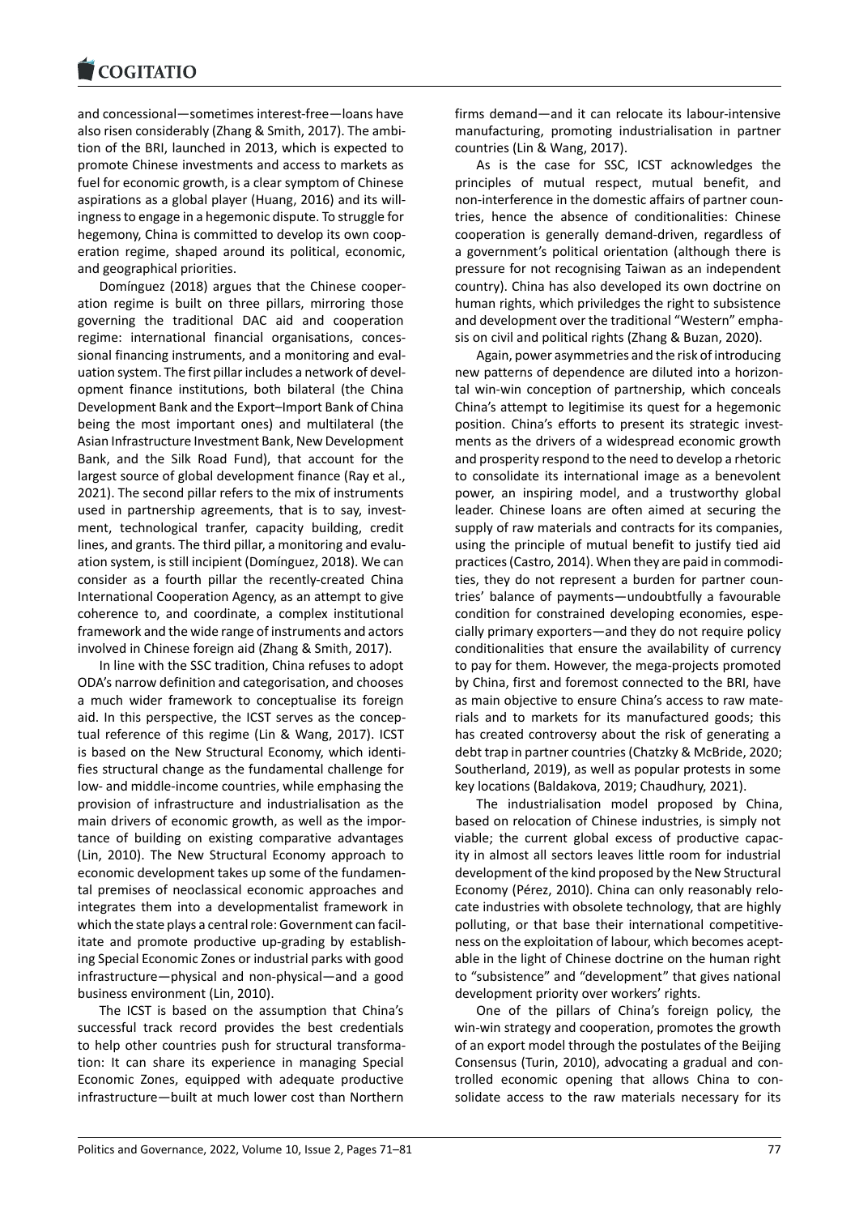and concessional—sometimes interest-free—loans have also risen considerably (Zhang & Smith, 2017). The ambition of the BRI, launched in 2013, which is expected to promote Chinese investments and access to markets as fuel for economic growth, is a clear symptom of Chinese aspirations as a global player (Huang, 2016) and its willingness to engage in a hegemonic dispute. To struggle for hegemony, China is committed to develop its own cooperation regime, shaped around its political, economic, and geographical priorities.

Domínguez (2018) argues that the Chinese cooperation regime is built on three pillars, mirroring those governing the traditional DAC aid and cooperation regime: international financial organisations, concessional financing instruments, and a monitoring and evaluation system. The first pillar includes a network of development finance institutions, both bilateral (the China Development Bank and the Export–Import Bank of China being the most important ones) and multilateral (the Asian Infrastructure Investment Bank, New Development Bank, and the Silk Road Fund), that account for the largest source of global development finance (Ray et al., 2021). The second pillar refers to the mix of instruments used in partnership agreements, that is to say, investment, technological tranfer, capacity building, credit lines, and grants. The third pillar, a monitoring and evaluation system, is still incipient (Domínguez, 2018). We can consider as a fourth pillar the recently-created China International Cooperation Agency, as an attempt to give coherence to, and coordinate, a complex institutional framework and the wide range of instruments and actors involved in Chinese foreign aid (Zhang & Smith, 2017).

In line with the SSC tradition, China refuses to adopt ODA's narrow definition and categorisation, and chooses a much wider framework to conceptualise its foreign aid. In this perspective, the ICST serves as the conceptual reference of this regime (Lin & Wang, 2017). ICST is based on the New Structural Economy, which identifies structural change as the fundamental challenge for low- and middle-income countries, while emphasing the provision of infrastructure and industrialisation as the main drivers of economic growth, as well as the importance of building on existing comparative advantages (Lin, 2010). The New Structural Economy approach to economic development takes up some of the fundamental premises of neoclassical economic approaches and integrates them into a developmentalist framework in which the state plays a central role: Government can facilitate and promote productive up-grading by establishing Special Economic Zones or industrial parks with good infrastructure—physical and non-physical—and a good business environment (Lin, 2010).

The ICST is based on the assumption that China's successful track record provides the best credentials to help other countries push for structural transformation: It can share its experience in managing Special Economic Zones, equipped with adequate productive infrastructure—built at much lower cost than Northern firms demand—and it can relocate its labour-intensive manufacturing, promoting industrialisation in partner countries (Lin & Wang, 2017).

As is the case for SSC, ICST acknowledges the principles of mutual respect, mutual benefit, and non-interference in the domestic affairs of partner countries, hence the absence of conditionalities: Chinese cooperation is generally demand-driven, regardless of a government's political orientation (although there is pressure for not recognising Taiwan as an independent country). China has also developed its own doctrine on human rights, which priviledges the right to subsistence and development over the traditional "Western" emphasis on civil and political rights (Zhang & Buzan, 2020).

Again, power asymmetries and the risk of introducing new patterns of dependence are diluted into a horizontal win-win conception of partnership, which conceals China's attempt to legitimise its quest for a hegemonic position. China's efforts to present its strategic investments as the drivers of a widespread economic growth and prosperity respond to the need to develop a rhetoric to consolidate its international image as a benevolent power, an inspiring model, and a trustworthy global leader. Chinese loans are often aimed at securing the supply of raw materials and contracts for its companies, using the principle of mutual benefit to justify tied aid practices (Castro, 2014). When they are paid in commodities, they do not represent a burden for partner countries' balance of payments—undoubtfully a favourable condition for constrained developing economies, especially primary exporters—and they do not require policy conditionalities that ensure the availability of currency to pay for them. However, the mega-projects promoted by China, first and foremost connected to the BRI, have as main objective to ensure China's access to raw materials and to markets for its manufactured goods; this has created controversy about the risk of generating a debt trap in partner countries (Chatzky & McBride, 2020; Southerland, 2019), as well as popular protests in some key locations (Baldakova, 2019; Chaudhury, 2021).

The industrialisation model proposed by China, based on relocation of Chinese industries, is simply not viable; the current global excess of productive capacity in almost all sectors leaves little room for industrial development of the kind proposed by the New Structural Economy (Pérez, 2010). China can only reasonably relocate industries with obsolete technology, that are highly polluting, or that base their international competitiveness on the exploitation of labour, which becomes aceptable in the light of Chinese doctrine on the human right to "subsistence" and "development" that gives national development priority over workers' rights.

One of the pillars of China's foreign policy, the win-win strategy and cooperation, promotes the growth of an export model through the postulates of the Beijing Consensus (Turin, 2010), advocating a gradual and controlled economic opening that allows China to consolidate access to the raw materials necessary for its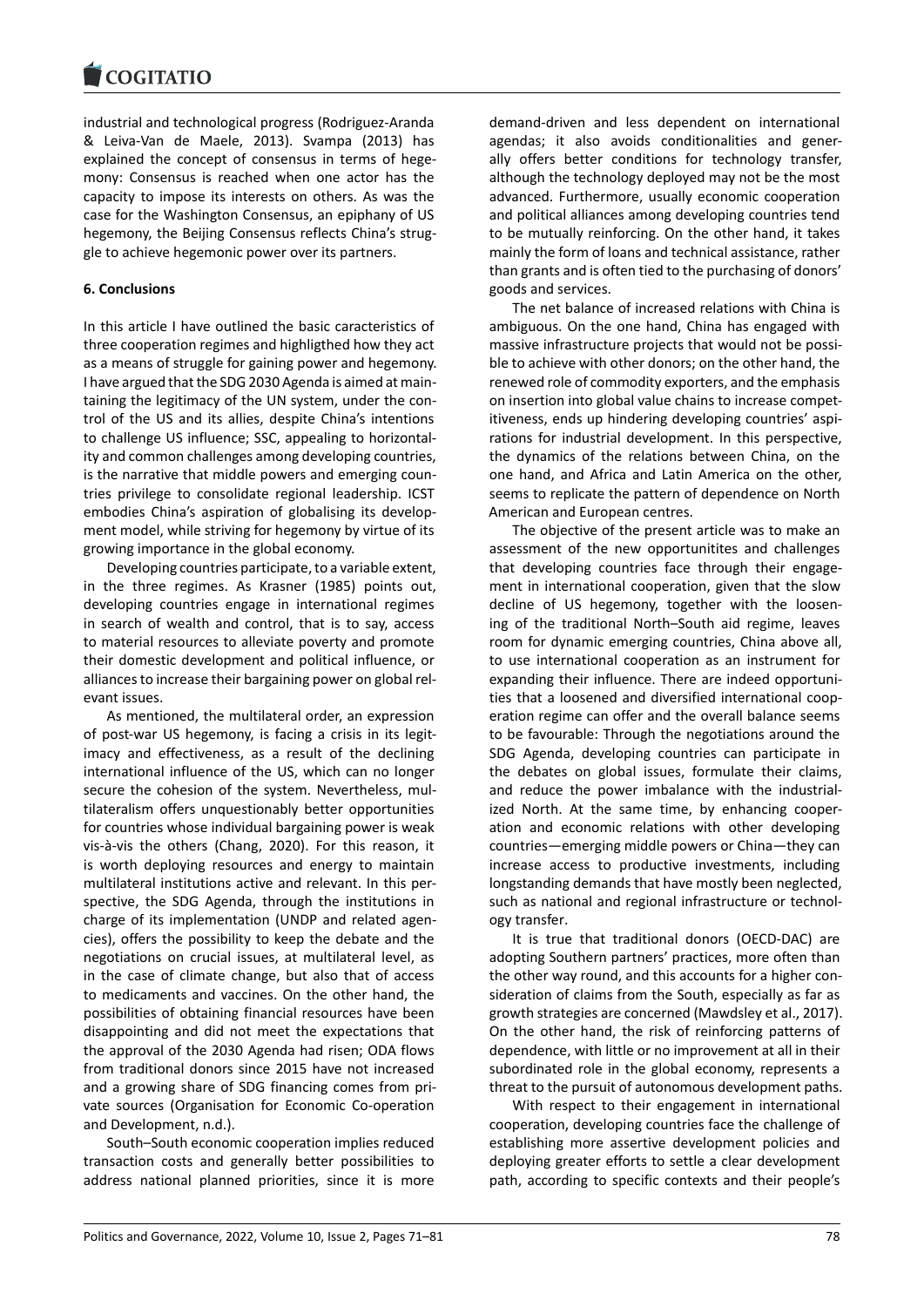industrial and technological progress (Rodriguez-Aranda & Leiva-Van de Maele, 2013). Svampa (2013) has explained the concept of consensus in terms of hegemony: Consensus is reached when one actor has the capacity to impose its interests on others. As was the case for the Washington Consensus, an epiphany of US hegemony, the Beijing Consensus reflects China's struggle to achieve hegemonic power over its partners.

## 6. Conclusions

In this article I have outlined the basic caracteristics of three cooperation regimes and highligthed how they act as a means of struggle for gaining power and hegemony. I have argued that the SDG 2030 Agenda is aimed at maintaining the legitimacy of the UN system, under the control of the US and its allies, despite China's intentions to challenge US influence; SSC, appealing to horizontality and common challenges among developing countries, is the narrative that middle powers and emerging countries privilege to consolidate regional leadership. ICST embodies China's aspiration of globalising its development model, while striving for hegemony by virtue of its growing importance in the global economy.

Developing countries participate, to a variable extent, in the three regimes. As Krasner (1985) points out, developing countries engage in international regimes in search of wealth and control, that is to say, access to material resources to alleviate poverty and promote their domestic development and political influence, or alliances to increase their bargaining power on global relevant issues.

As mentioned, the multilateral order, an expression of post-war US hegemony, is facing a crisis in its legitimacy and effectiveness, as a result of the declining international influence of the US, which can no longer secure the cohesion of the system. Nevertheless, multilateralism offers unquestionably better opportunities for countries whose individual bargaining power is weak vis-à-vis the others (Chang, 2020). For this reason, it is worth deploying resources and energy to maintain multilateral institutions active and relevant. In this perspective, the SDG Agenda, through the institutions in charge of its implementation (UNDP and related agencies), offers the possibility to keep the debate and the negotiations on crucial issues, at multilateral level, as in the case of climate change, but also that of access to medicaments and vaccines. On the other hand, the possibilities of obtaining financial resources have been disappointing and did not meet the expectations that the approval of the 2030 Agenda had risen; ODA flows from traditional donors since 2015 have not increased and a growing share of SDG financing comes from private sources (Organisation for Economic Co-operation and Development, n.d.).

South–South economic cooperation implies reduced transaction costs and generally better possibilities to address national planned priorities, since it is more demand-driven and less dependent on international agendas; it also avoids conditionalities and generally offers better conditions for technology transfer, although the technology deployed may not be the most advanced. Furthermore, usually economic cooperation and political alliances among developing countries tend to be mutually reinforcing. On the other hand, it takes mainly the form of loans and technical assistance, rather than grants and is often tied to the purchasing of donors' goods and services.

The net balance of increased relations with China is ambiguous. On the one hand, China has engaged with massive infrastructure projects that would not be possible to achieve with other donors; on the other hand, the renewed role of commodity exporters, and the emphasis on insertion into global value chains to increase competitiveness, ends up hindering developing countries' aspirations for industrial development. In this perspective, the dynamics of the relations between China, on the one hand, and Africa and Latin America on the other, seems to replicate the pattern of dependence on North American and European centres.

The objective of the present article was to make an assessment of the new opportunitites and challenges that developing countries face through their engagement in international cooperation, given that the slow decline of US hegemony, together with the loosening of the traditional North–South aid regime, leaves room for dynamic emerging countries, China above all, to use international cooperation as an instrument for expanding their influence. There are indeed opportunities that a loosened and diversified international cooperation regime can offer and the overall balance seems to be favourable: Through the negotiations around the SDG Agenda, developing countries can participate in the debates on global issues, formulate their claims, and reduce the power imbalance with the industrialized North. At the same time, by enhancing cooperation and economic relations with other developing countries—emerging middle powers or China—they can increase access to productive investments, including longstanding demands that have mostly been neglected, such as national and regional infrastructure or technology transfer.

It is true that traditional donors (OECD-DAC) are adopting Southern partners' practices, more often than the other way round, and this accounts for a higher consideration of claims from the South, especially as far as growth strategies are concerned (Mawdsley et al., 2017). On the other hand, the risk of reinforcing patterns of dependence, with little or no improvement at all in their subordinated role in the global economy, represents a threat to the pursuit of autonomous development paths.

With respect to their engagement in international cooperation, developing countries face the challenge of establishing more assertive development policies and deploying greater efforts to settle a clear development path, according to specific contexts and their people's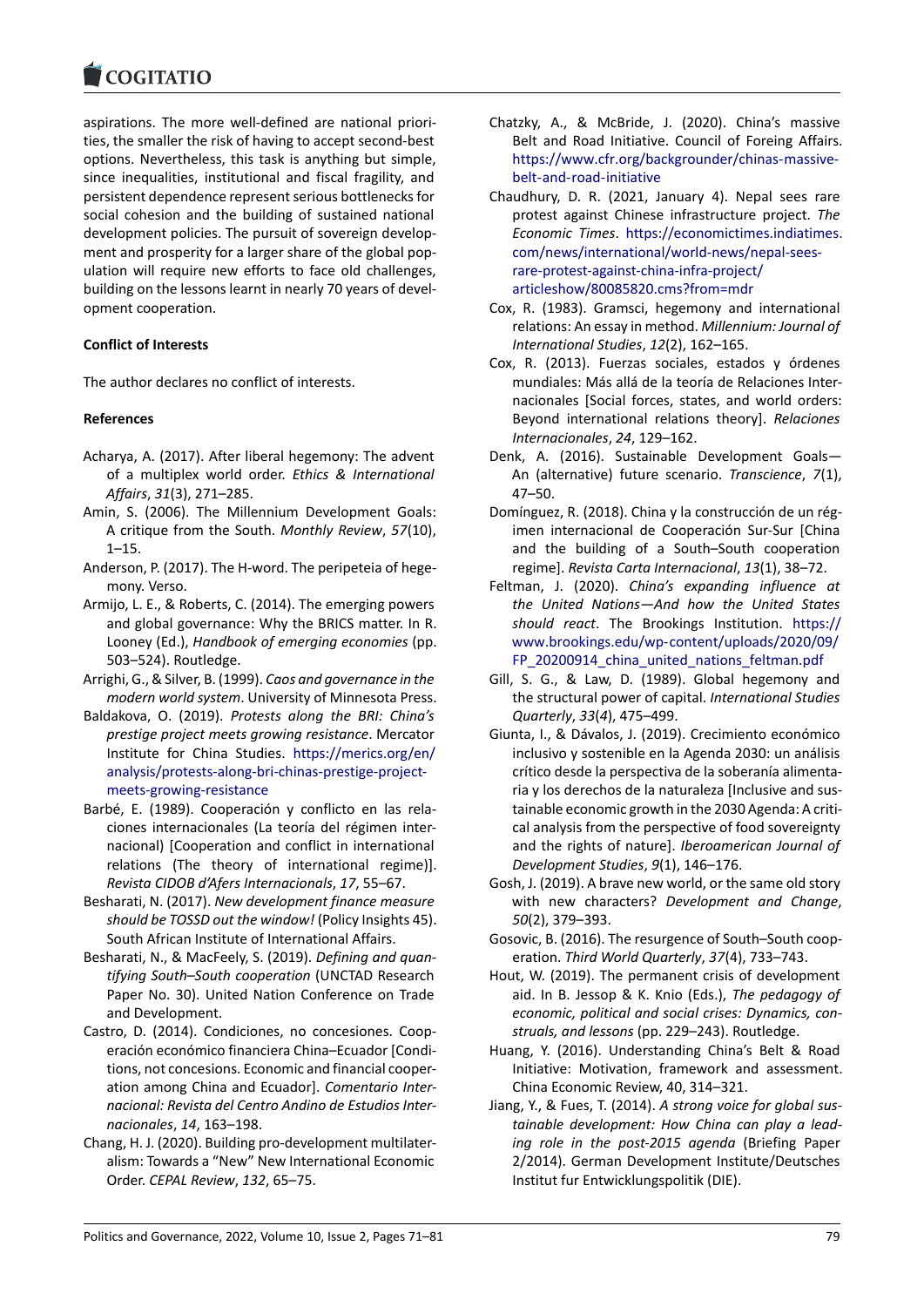aspirations. The more well-defined are national priorities, the smaller the risk of having to accept second-best options. Nevertheless, this task is anything but simple, since inequalities, institutional and fiscal fragility, and persistent dependence represent serious bottlenecks for social cohesion and the building of sustained national development policies. The pursuit of sovereign development and prosperity for a larger share of the global population will require new efforts to face old challenges, building on the lessons learnt in nearly 70 years of development cooperation.

**Conflict of Interests**

The author declares no conflict of interests.

**References**

Acharya, A. (2017). After liberal hegemony: The advent of a multiplex world order. *Ethics & International Affairs*, *31*(3), 271–285.

Amin, S. (2006). The Millennium Development Goals: A critique from the South. *Monthly Review*, *57*(10), 1–15.

Anderson, P. (2017). The H-word. The peripeteia of hegemony. Verso.

Armijo, L. E., & Roberts, C. (2014). The emerging powers and global governance: Why the BRICS matter. In R. Looney (Ed.), *Handbook of emerging economies* (pp. 503–524). Routledge.

Arrighi, G., & Silver, B. (1999). *Caos and governance in the modern world system*. University of Minnesota Press.

Baldakova, O. (2019). *Protests along the BRI: China's prestige project meets growing resistance*. Mercator Institute for China Studies. https://merics.org/en/analysis/protests-along-bri-chinas-prestige-project-meets-growing-resistance

Barbé, E. (1989). Cooperación y conflicto en las relaciones internacionales (La teoría del régimen internacional) [Cooperation and conflict in international relations (The theory of international regime)]. *Revista CIDOB d'Afers Internacionals*, *17*, 55–67.

Besharati, N. (2017). *New development finance measure should be TOSSD out the window!* (Policy Insights 45). South African Institute of International Affairs.

Besharati, N., & MacFeely, S. (2019). *Defining and quantifying South–South cooperation* (UNCTAD Research Paper No. 30). United Nation Conference on Trade and Development.

Castro, D. (2014). Condiciones, no concesiones. Cooperación económico financiera China–Ecuador [Conditions, not concesions. Economic and financial cooperation among China and Ecuador]. *Comentario Internacional: Revista del Centro Andino de Estudios Internacionales*, *14*, 163–198.

Chang, H. J. (2020). Building pro-development multilateralism: Towards a "New" New International Economic Order. *CEPAL Review*, *132*, 65–75.

Chatzky, A., & McBride, J. (2020). China's massive Belt and Road Initiative. Council of Foreing Affairs. https://www.cfr.org/backgrounder/chinas-massive-belt-and-road-initiative

Chaudhury, D. R. (2021, January 4). Nepal sees rare protest against Chinese infrastructure project. *The Economic Times*. https://economictimes.indiatimes.com/news/international/world-news/nepal-sees-rare-protest-against-china-infra-project/articleshow/80085820.cms?from=mdr

Cox, R. (1983). Gramsci, hegemony and international relations: An essay in method. *Millennium: Journal of International Studies*, *12*(2), 162–165.

Cox, R. (2013). Fuerzas sociales, estados y órdenes mundiales: Más allá de la teoría de Relaciones Internacionales [Social forces, states, and world orders: Beyond international relations theory]. *Relaciones Internacionales*, *24*, 129–162.

Denk, A. (2016). Sustainable Development Goals—An (alternative) future scenario. *Transcience*, *7*(1), 47–50.

Domínguez, R. (2018). China y la construcción de un régimen internacional de Cooperación Sur-Sur [China and the building of a South–South cooperation regime]. *Revista Carta Internacional*, *13*(1), 38–72.

Feltman, J. (2020). *China's expanding influence at the United Nations—And how the United States should react*. The Brookings Institution. https://www.brookings.edu/wp-content/uploads/2020/09/FP_20200914_china_united_nations_feltman.pdf

Gill, S. G., & Law, D. (1989). Global hegemony and the structural power of capital. *International Studies Quarterly*, *33*(*4*), 475–499.

Giunta, I., & Dávalos, J. (2019). Crecimiento económico inclusivo y sostenible en la Agenda 2030: un análisis crítico desde la perspectiva de la soberanía alimentaria y los derechos de la naturaleza [Inclusive and sustainable economic growth in the 2030 Agenda: A critical analysis from the perspective of food sovereignty and the rights of nature]. *Iberoamerican Journal of Development Studies*, *9*(1), 146–176.

Gosh, J. (2019). A brave new world, or the same old story with new characters? *Development and Change*, *50*(2), 379–393.

Gosovic, B. (2016). The resurgence of South–South cooperation. *Third World Quarterly*, *37*(4), 733–743.

Hout, W. (2019). The permanent crisis of development aid. In B. Jessop & K. Knio (Eds.), *The pedagogy of economic, political and social crises: Dynamics, construals, and lessons* (pp. 229–243). Routledge.

Huang, Y. (2016). Understanding China's Belt & Road Initiative: Motivation, framework and assessment. China Economic Review, 40, 314–321.

Jiang, Y., & Fues, T. (2014). *A strong voice for global sustainable development: How China can play a leading role in the post-2015 agenda* (Briefing Paper 2/2014). German Development Institute/Deutsches Institut fur Entwicklungspolitik (DIE).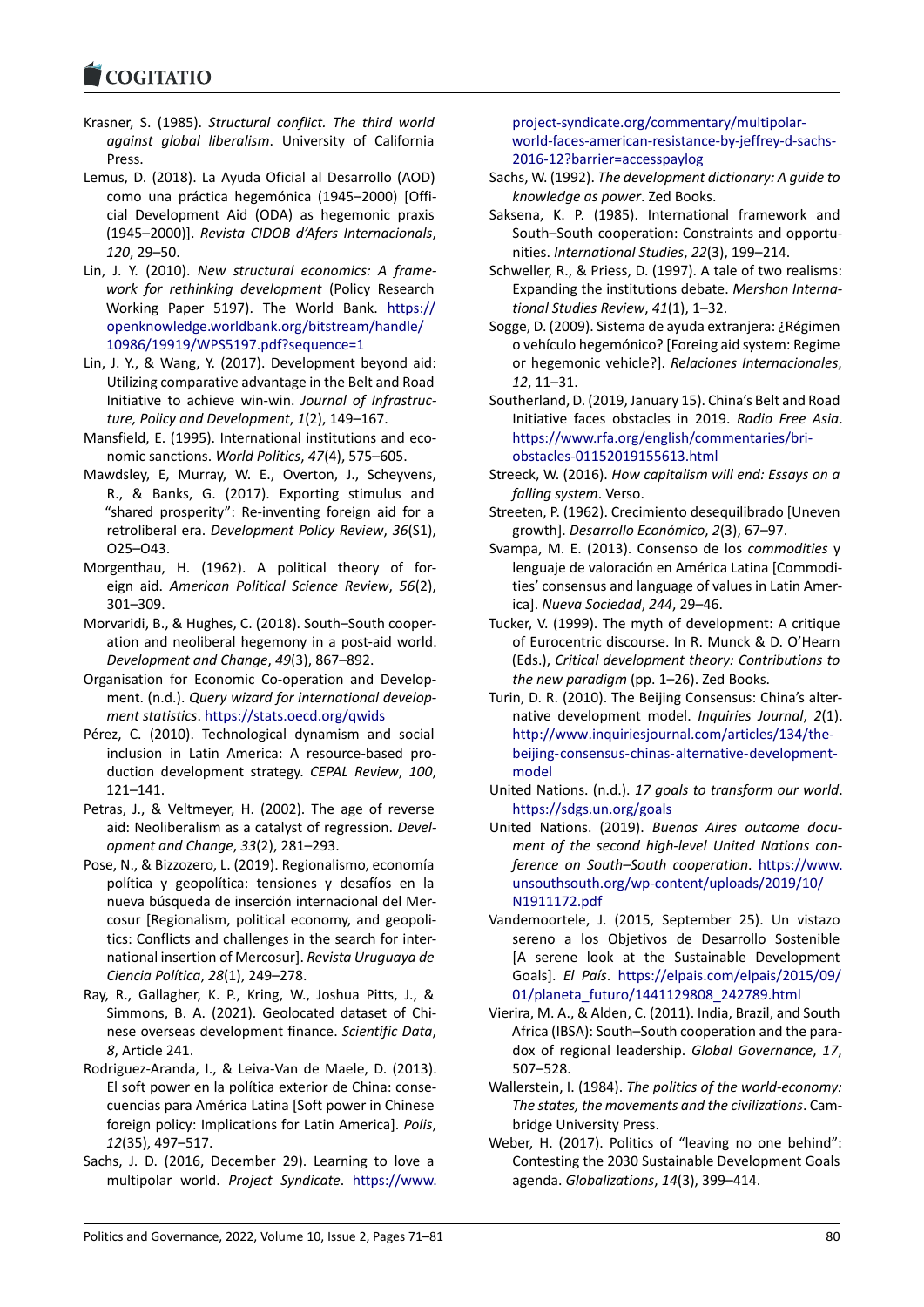Krasner, S. (1985). *Structural conflict. The third world against global liberalism*. University of California Press.

Lemus, D. (2018). La Ayuda Oficial al Desarrollo (AOD) como una práctica hegemónica (1945–2000) [Official Development Aid (ODA) as hegemonic praxis (1945–2000)]. *Revista CIDOB d'Afers Internacionals*, *120*, 29–50.

Lin, J. Y. (2010). *New structural economics: A framework for rethinking development* (Policy Research Working Paper 5197). The World Bank. https://openknowledge.worldbank.org/bitstream/handle/10986/19919/WPS5197.pdf?sequence=1

Lin, J. Y., & Wang, Y. (2017). Development beyond aid: Utilizing comparative advantage in the Belt and Road Initiative to achieve win-win. *Journal of Infrastructure, Policy and Development*, *1*(2), 149–167.

Mansfield, E. (1995). International institutions and economic sanctions. *World Politics*, *47*(4), 575–605.

Mawdsley, E, Murray, W. E., Overton, J., Scheyvens, R., & Banks, G. (2017). Exporting stimulus and "shared prosperity": Re-inventing foreign aid for a retroliberal era. *Development Policy Review*, *36*(S1), O25–O43.

Morgenthau, H. (1962). A political theory of foreign aid. *American Political Science Review*, *56*(2), 301–309.

Morvaridi, B., & Hughes, C. (2018). South–South cooperation and neoliberal hegemony in a post-aid world. *Development and Change*, *49*(3), 867–892.

Organisation for Economic Co-operation and Development. (n.d.). *Query wizard for international development statistics*. https://stats.oecd.org/qwids

Pérez, C. (2010). Technological dynamism and social inclusion in Latin America: A resource-based production development strategy. *CEPAL Review*, *100*, 121–141.

Petras, J., & Veltmeyer, H. (2002). The age of reverse aid: Neoliberalism as a catalyst of regression. *Development and Change*, *33*(2), 281–293.

Pose, N., & Bizzozero, L. (2019). Regionalismo, economía política y geopolítica: tensiones y desafíos en la nueva búsqueda de inserción internacional del Mercosur [Regionalism, political economy, and geopolitics: Conflicts and challenges in the search for international insertion of Mercosur]. *Revista Uruguaya de Ciencia Política*, *28*(1), 249–278.

Ray, R., Gallagher, K. P., Kring, W., Joshua Pitts, J., & Simmons, B. A. (2021). Geolocated dataset of Chinese overseas development finance. *Scientific Data*, *8*, Article 241.

Rodriguez-Aranda, I., & Leiva-Van de Maele, D. (2013). El soft power en la política exterior de China: consecuencias para América Latina [Soft power in Chinese foreign policy: Implications for Latin America]. *Polis*, *12*(35), 497–517.

Sachs, J. D. (2016, December 29). Learning to love a multipolar world. *Project Syndicate*. https://www.project-syndicate.org/commentary/multipolar-world-faces-american-resistance-by-jeffrey-d-sachs-2016-12?barrier=accesspaylog

Sachs, W. (1992). *The development dictionary: A guide to knowledge as power*. Zed Books.

Saksena, K. P. (1985). International framework and South–South cooperation: Constraints and opportunities. *International Studies*, *22*(3), 199–214.

Schweller, R., & Priess, D. (1997). A tale of two realisms: Expanding the institutions debate. *Mershon International Studies Review*, *41*(1), 1–32.

Sogge, D. (2009). Sistema de ayuda extranjera: ¿Régimen o vehículo hegemónico? [Foreing aid system: Regime or hegemonic vehicle?]. *Relaciones Internacionales*, *12*, 11–31.

Southerland, D. (2019, January 15). China's Belt and Road Initiative faces obstacles in 2019. *Radio Free Asia*. https://www.rfa.org/english/commentaries/bri-obstacles-01152019155613.html

Streeck, W. (2016). *How capitalism will end: Essays on a falling system*. Verso.

Streeten, P. (1962). Crecimiento desequilibrado [Uneven growth]. *Desarrollo Económico*, *2*(3), 67–97.

Svampa, M. E. (2013). Consenso de los *commodities* y lenguaje de valoración en América Latina [Commodities' consensus and language of values in Latin America]. *Nueva Sociedad*, *244*, 29–46.

Tucker, V. (1999). The myth of development: A critique of Eurocentric discourse. In R. Munck & D. O'Hearn (Eds.), *Critical development theory: Contributions to the new paradigm* (pp. 1–26). Zed Books.

Turin, D. R. (2010). The Beijing Consensus: China's alternative development model. *Inquiries Journal*, *2*(1). http://www.inquiriesjournal.com/articles/134/the-beijing-consensus-chinas-alternative-development-model

United Nations. (n.d.). *17 goals to transform our world*. https://sdgs.un.org/goals

United Nations. (2019). *Buenos Aires outcome document of the second high-level United Nations conference on South–South cooperation*. https://www.unsouthsouth.org/wp-content/uploads/2019/10/N1911172.pdf

Vandemoortele, J. (2015, September 25). Un vistazo sereno a los Objetivos de Desarrollo Sostenible [A serene look at the Sustainable Development Goals]. *El País*. https://elpais.com/elpais/2015/09/01/planeta_futuro/1441129808_242789.html

Vierira, M. A., & Alden, C. (2011). India, Brazil, and South Africa (IBSA): South–South cooperation and the paradox of regional leadership. *Global Governance*, *17*, 507–528.

Wallerstein, I. (1984). *The politics of the world-economy: The states, the movements and the civilizations*. Cambridge University Press.

Weber, H. (2017). Politics of "leaving no one behind": Contesting the 2030 Sustainable Development Goals agenda. *Globalizations*, *14*(3), 399–414.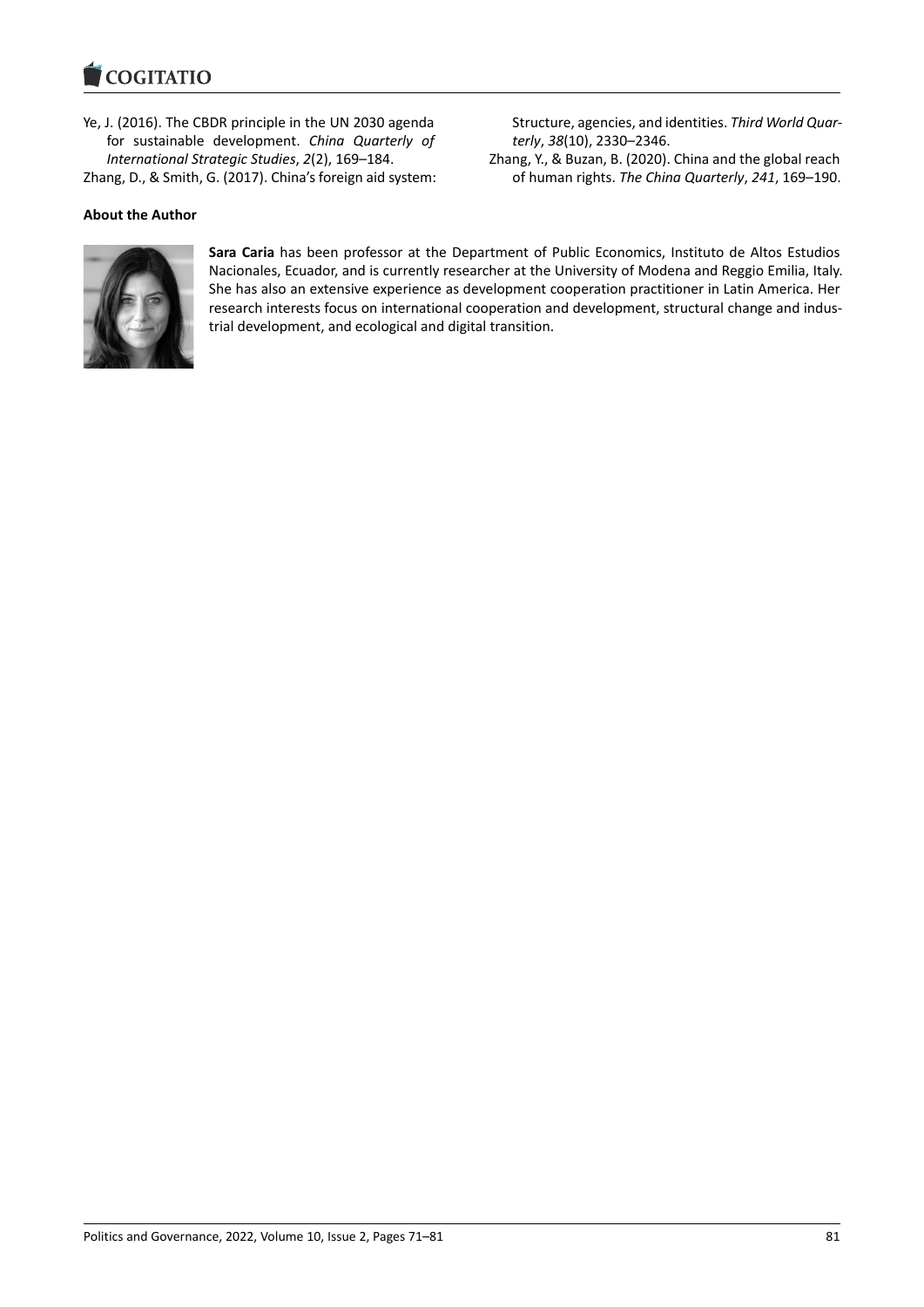Ye, J. (2016). The CBDR principle in the UN 2030 agenda for sustainable development. *China Quarterly of International Strategic Studies*, *2*(2), 169–184.

Zhang, D., & Smith, G. (2017). China's foreign aid system: Structure, agencies, and identities. *Third World Quarterly*, *38*(10), 2330–2346.

Zhang, Y., & Buzan, B. (2020). China and the global reach of human rights. *The China Quarterly*, *241*, 169–190.

**About the Author**

**Sara Caria** has been professor at the Department of Public Economics, Instituto de Altos Estudios Nacionales, Ecuador, and is currently researcher at the University of Modena and Reggio Emilia, Italy. She has also an extensive experience as development cooperation practitioner in Latin America. Her research interests focus on international cooperation and development, structural change and industrial development, and ecological and digital transition.